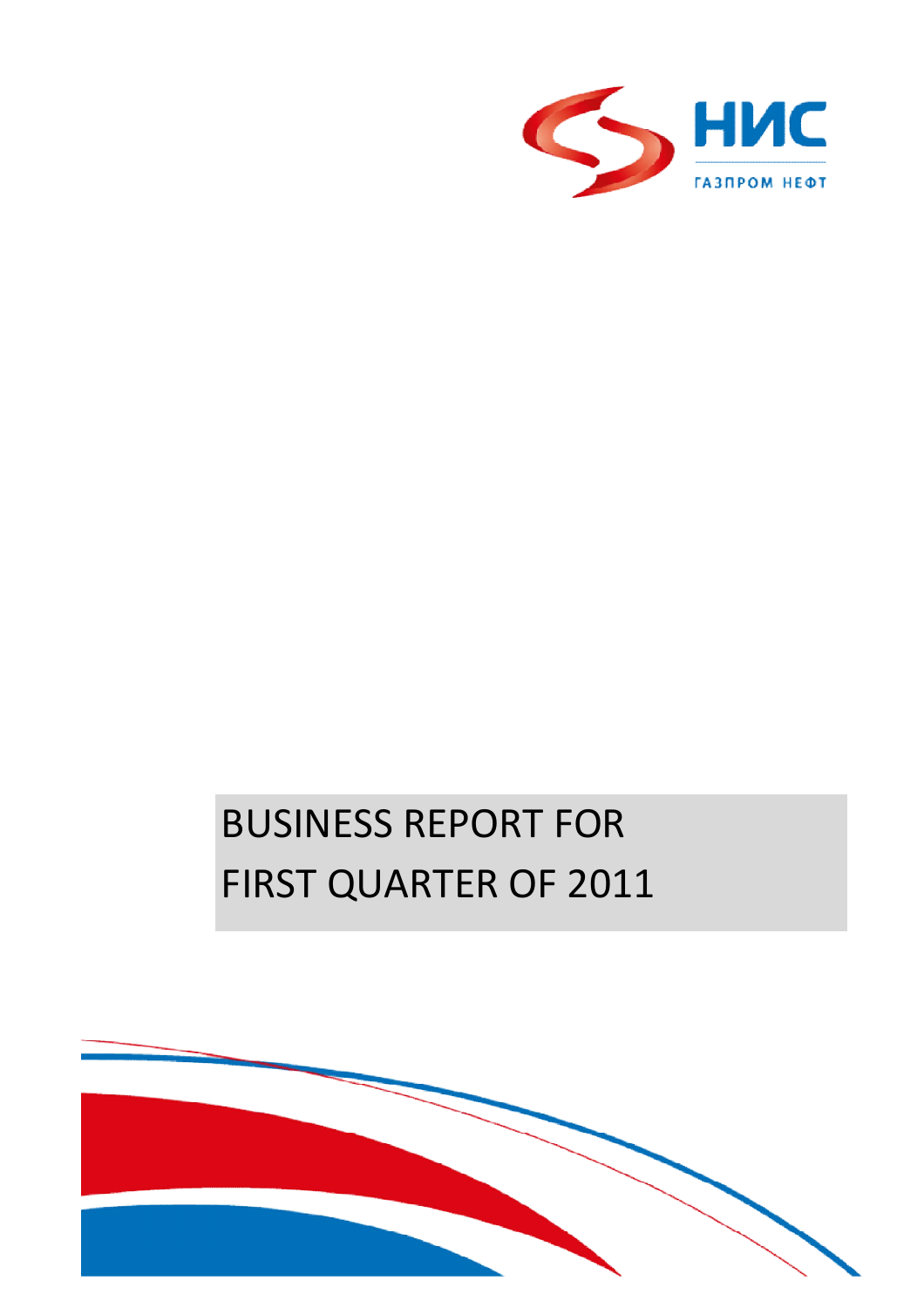НИС

ГАЗПРОМ НЕФТ

# BUSINESS REPORT FOR FIRST QUARTER OF 2011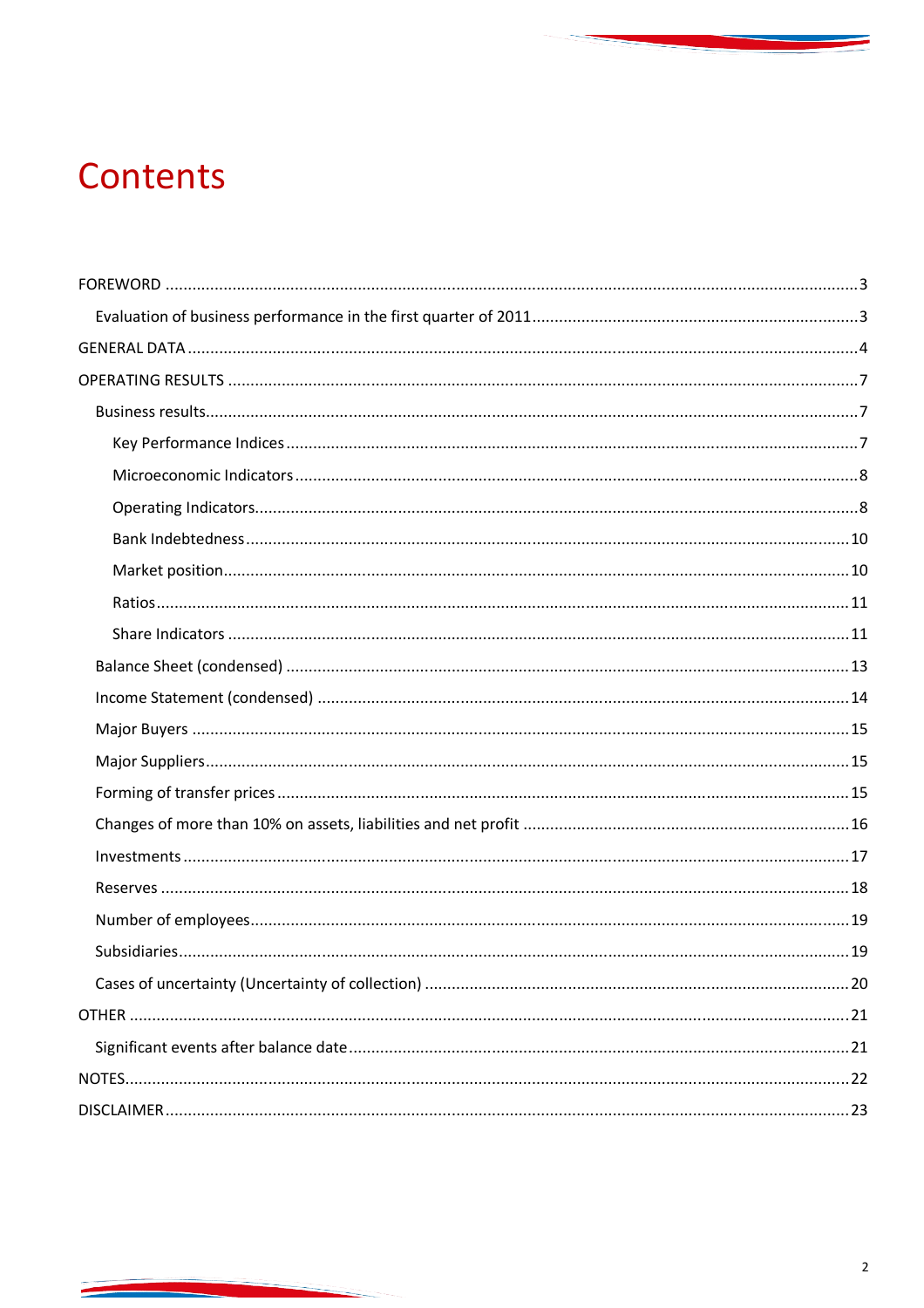# Contents

- FOREWORD ........ 3
  - Evaluation of business performance in the first quarter of 2011 ........ 3
- GENERAL DATA ........ 4
- OPERATING RESULTS ........ 7
  - Business results ........ 7
    - Key Performance Indices ........ 7
    - Microeconomic Indicators ........ 8
    - Operating Indicators ........ 8
    - Bank Indebtedness ........ 10
    - Market position ........ 10
    - Ratios ........ 11
    - Share Indicators ........ 11
  - Balance Sheet (condensed) ........ 13
  - Income Statement (condensed) ........ 14
  - Major Buyers ........ 15
  - Major Suppliers ........ 15
  - Forming of transfer prices ........ 15
  - Changes of more than 10% on assets, liabilities and net profit ........ 16
  - Investments ........ 17
  - Reserves ........ 18
  - Number of employees ........ 19
  - Subsidiaries ........ 19
  - Cases of uncertainty (Uncertainty of collection) ........ 20
- OTHER ........ 21
  - Significant events after balance date ........ 21
- NOTES ........ 22
- DISCLAIMER ........ 23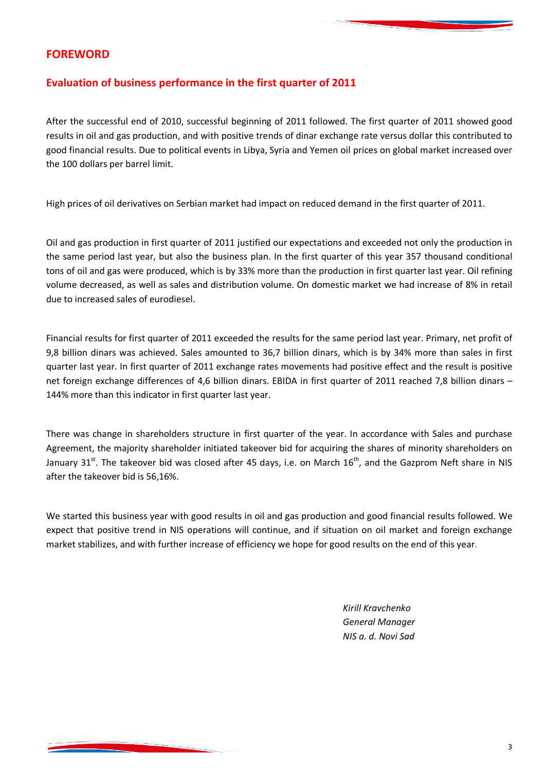# FOREWORD

## Evaluation of business performance in the first quarter of 2011

After the successful end of 2010, successful beginning of 2011 followed. The first quarter of 2011 showed good results in oil and gas production, and with positive trends of dinar exchange rate versus dollar this contributed to good financial results. Due to political events in Libya, Syria and Yemen oil prices on global market increased over the 100 dollars per barrel limit.

High prices of oil derivatives on Serbian market had impact on reduced demand in the first quarter of 2011.

Oil and gas production in first quarter of 2011 justified our expectations and exceeded not only the production in the same period last year, but also the business plan. In the first quarter of this year 357 thousand conditional tons of oil and gas were produced, which is by 33% more than the production in first quarter last year. Oil refining volume decreased, as well as sales and distribution volume. On domestic market we had increase of 8% in retail due to increased sales of eurodiesel.

Financial results for first quarter of 2011 exceeded the results for the same period last year. Primary, net profit of 9,8 billion dinars was achieved. Sales amounted to 36,7 billion dinars, which is by 34% more than sales in first quarter last year. In first quarter of 2011 exchange rates movements had positive effect and the result is positive net foreign exchange differences of 4,6 billion dinars. EBIDA in first quarter of 2011 reached 7,8 billion dinars – 144% more than this indicator in first quarter last year.

There was change in shareholders structure in first quarter of the year. In accordance with Sales and purchase Agreement, the majority shareholder initiated takeover bid for acquiring the shares of minority shareholders on January 31st. The takeover bid was closed after 45 days, i.e. on March 16th, and the Gazprom Neft share in NIS after the takeover bid is 56,16%.

We started this business year with good results in oil and gas production and good financial results followed. We expect that positive trend in NIS operations will continue, and if situation on oil market and foreign exchange market stabilizes, and with further increase of efficiency we hope for good results on the end of this year.

*Kirill Kravchenko*
*General Manager*
*NIS a. d. Novi Sad*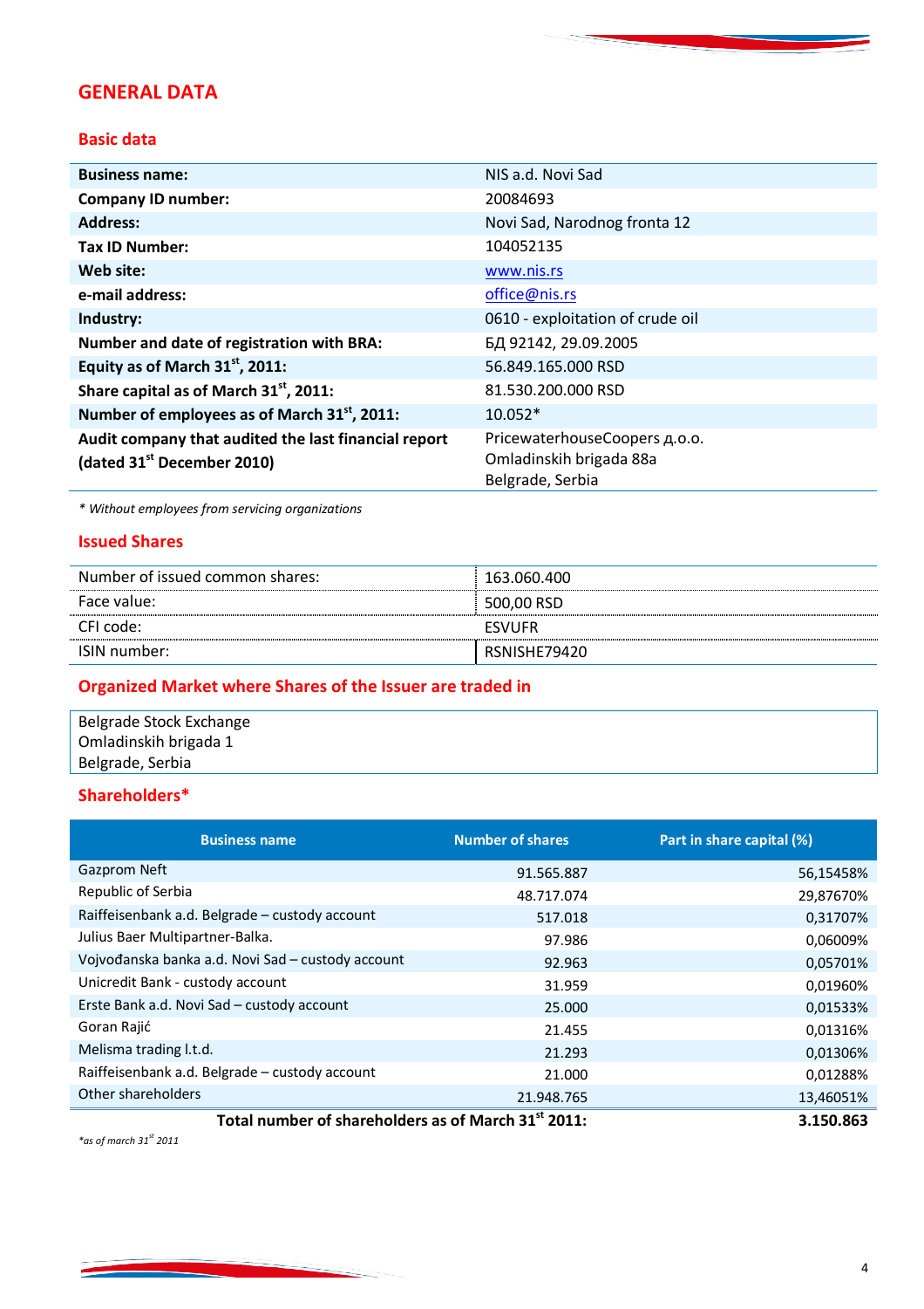# GENERAL DATA

## Basic data

| | |
|---|---|
| **Business name:** | NIS a.d. Novi Sad |
| **Company ID number:** | 20084693 |
| **Address:** | Novi Sad, Narodnog fronta 12 |
| **Tax ID Number:** | 104052135 |
| **Web site:** | www.nis.rs |
| **e-mail address:** | office@nis.rs |
| **Industry:** | 0610 - exploitation of crude oil |
| **Number and date of registration with BRA:** | БД 92142, 29.09.2005 |
| **Equity as of March 31st, 2011:** | 56.849.165.000 RSD |
| **Share capital as of March 31st, 2011:** | 81.530.200.000 RSD |
| **Number of employees as of March 31st, 2011:** | 10.052* |
| **Audit company that audited the last financial report (dated 31st December 2010)** | PricewaterhouseCoopers д.о.о. Omladinskih brigada 88a Belgrade, Serbia |

*\* Without employees from servicing organizations*

## Issued Shares

| | |
|---|---|
| Number of issued common shares: | 163.060.400 |
| Face value: | 500,00 RSD |
| CFI code: | ESVUFR |
| ISIN number: | RSNISHE79420 |

## Organized Market where Shares of the Issuer are traded in

Belgrade Stock Exchange
Omladinskih brigada 1
Belgrade, Serbia

## Shareholders*

| Business name | Number of shares | Part in share capital (%) |
|---|---|---|
| Gazprom Neft | 91.565.887 | 56,15458% |
| Republic of Serbia | 48.717.074 | 29,87670% |
| Raiffeisenbank a.d. Belgrade – custody account | 517.018 | 0,31707% |
| Julius Baer Multipartner-Balka. | 97.986 | 0,06009% |
| Vojvođanska banka a.d. Novi Sad – custody account | 92.963 | 0,05701% |
| Unicredit Bank - custody account | 31.959 | 0,01960% |
| Erste Bank a.d. Novi Sad – custody account | 25.000 | 0,01533% |
| Goran Rajić | 21.455 | 0,01316% |
| Melisma trading l.t.d. | 21.293 | 0,01306% |
| Raiffeisenbank a.d. Belgrade – custody account | 21.000 | 0,01288% |
| Other shareholders | 21.948.765 | 13,46051% |
| **Total number of shareholders as of March 31st 2011:** | | **3.150.863** |

*\*as of march 31st 2011*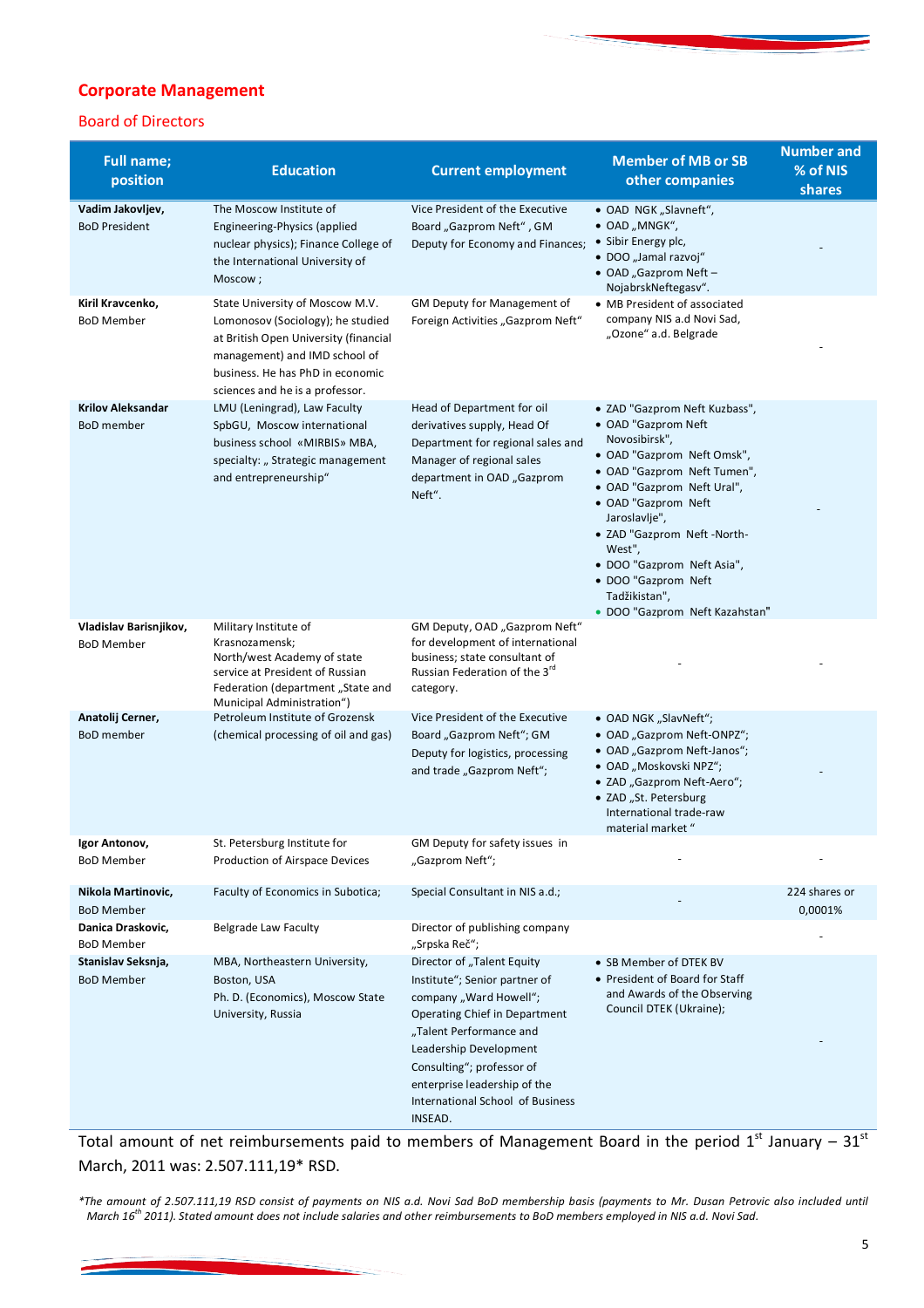## Corporate Management

### Board of Directors

| Full name; position | Education | Current employment | Member of MB or SB other companies | Number and % of NIS shares |
|---|---|---|---|---|
| **Vadim Jakovljev,** BoD President | The Moscow Institute of Engineering-Physics (applied nuclear physics); Finance College of the International University of Moscow ; | Vice President of the Executive Board „Gazprom Neft“, GM Deputy for Economy and Finances; | • OAD NGK „Slavneft“, • OAD „MNGK“, • Sibir Energy plc, • DOO „Jamal razvoj“ • OAD „Gazprom Neft – NojabrskNeftegasv“. | - |
| **Kiril Kravcenko,** BoD Member | State University of Moscow M.V. Lomonosov (Sociology); he studied at British Open University (financial management) and IMD school of business. He has PhD in economic sciences and he is a professor. | GM Deputy for Management of Foreign Activities „Gazprom Neft“ | • MB President of associated company NIS a.d Novi Sad, „Ozone“ a.d. Belgrade | - |
| **Krilov Aleksandar** BoD member | LMU (Leningrad), Law Faculty SpbGU, Moscow international business school «MIRBIS» MBA, specialty: „ Strategic management and entrepreneurship“ | Head of Department for oil derivatives supply, Head Of Department for regional sales and Manager of regional sales department in OAD „Gazprom Neft“. | • ZAD "Gazprom Neft Kuzbass", • OAD "Gazprom Neft Novosibirsk", • OAD "Gazprom Neft Omsk", • OAD "Gazprom Neft Tumen", • OAD "Gazprom Neft Ural", • OAD "Gazprom Neft Jaroslavlje", • ZAD "Gazprom Neft -North-West", • DOO "Gazprom Neft Asia", • DOO "Gazprom Neft Tadžikistan", • DOO "Gazprom Neft Kazahstan" | - |
| **Vladislav Barisnjikov,** BoD Member | Military Institute of Krasnozamensk; North/west Academy of state service at President of Russian Federation (department „State and Municipal Administration“) | GM Deputy, OAD „Gazprom Neft“ for development of international business; state consultant of Russian Federation of the 3rd category. | - | - |
| **Anatolij Cerner,** BoD member | Petroleum Institute of Grozensk (chemical processing of oil and gas) | Vice President of the Executive Board „Gazprom Neft“; GM Deputy for logistics, processing and trade „Gazprom Neft“; | • OAD NGK „SlavNeft“; • OAD „Gazprom Neft-ONPZ“; • OAD „Gazprom Neft-Janos“; • OAD „Moskovski NPZ“; • ZAD „Gazprom Neft-Aero“; • ZAD „St. Petersburg International trade-raw material market “ | - |
| **Igor Antonov,** BoD Member | St. Petersburg Institute for Production of Airspace Devices | GM Deputy for safety issues in „Gazprom Neft“; | - | - |
| **Nikola Martinovic,** BoD Member | Faculty of Economics in Subotica; | Special Consultant in NIS a.d.; | - | 224 shares or 0,0001% |
| **Danica Draskovic,** BoD Member | Belgrade Law Faculty | Director of publishing company „Srpska Reč“; | | - |
| **Stanislav Seksnja,** BoD Member | MBA, Northeastern University, Boston, USA Ph. D. (Economics), Moscow State University, Russia | Director of „Talent Equity Institute“; Senior partner of company „Ward Howell“; Operating Chief in Department „Talent Performance and Leadership Development Consulting“; professor of enterprise leadership of the International School of Business INSEAD. | • SB Member of DTEK BV • President of Board for Staff and Awards of the Observing Council DTEK (Ukraine); | - |

Total amount of net reimbursements paid to members of Management Board in the period 1st January – 31st March, 2011 was: 2.507.111,19* RSD.

*\*The amount of 2.507.111,19 RSD consist of payments on NIS a.d. Novi Sad BoD membership basis (payments to Mr. Dusan Petrovic also included until March 16th 2011). Stated amount does not include salaries and other reimbursements to BoD members employed in NIS a.d. Novi Sad.*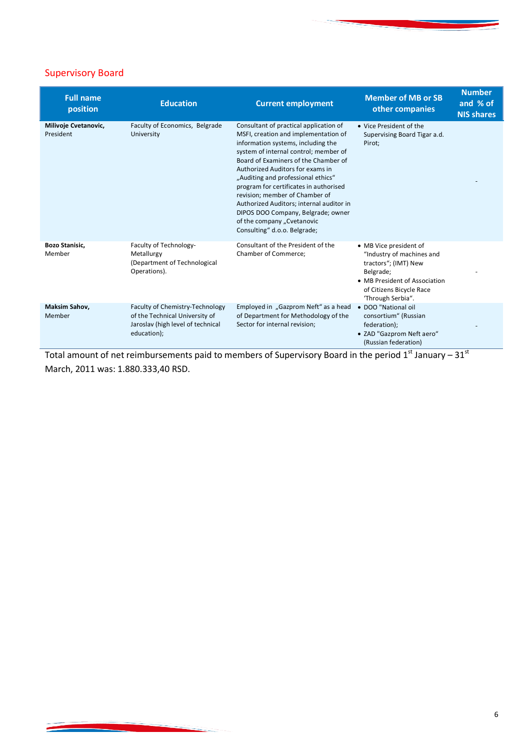## Supervisory Board

| Full name position | Education | Current employment | Member of MB or SB other companies | Number and % of NIS shares |
|---|---|---|---|---|
| **Milivoje Cvetanovic,** President | Faculty of Economics, Belgrade University | Consultant of practical application of MSFI, creation and implementation of information systems, including the system of internal control; member of Board of Examiners of the Chamber of Authorized Auditors for exams in „Auditing and professional ethics" program for certificates in authorised revision; member of Chamber of Authorized Auditors; internal auditor in DIPOS DOO Company, Belgrade; owner of the company „Cvetanovic Consulting" d.o.o. Belgrade; | • Vice President of the Supervising Board Tigar a.d. Pirot; | - |
| **Bozo Stanisic,** Member | Faculty of Technology-Metallurgy (Department of Technological Operations). | Consultant of the President of the Chamber of Commerce; | • MB Vice president of "Industry of machines and tractors"; (IMT) New Belgrade; • MB President of Association of Citizens Bicycle Race 'Through Serbia". | - |
| **Maksim Sahov,** Member | Faculty of Chemistry-Technology of the Technical University of Jaroslav (high level of technical education); | Employed in „Gazprom Neft" as a head of Department for Methodology of the Sector for internal revision; | • DOO "National oil consortium" (Russian federation); • ZAD "Gazprom Neft aero" (Russian federation) | - |

Total amount of net reimbursements paid to members of Supervisory Board in the period 1st January – 31st March, 2011 was: 1.880.333,40 RSD.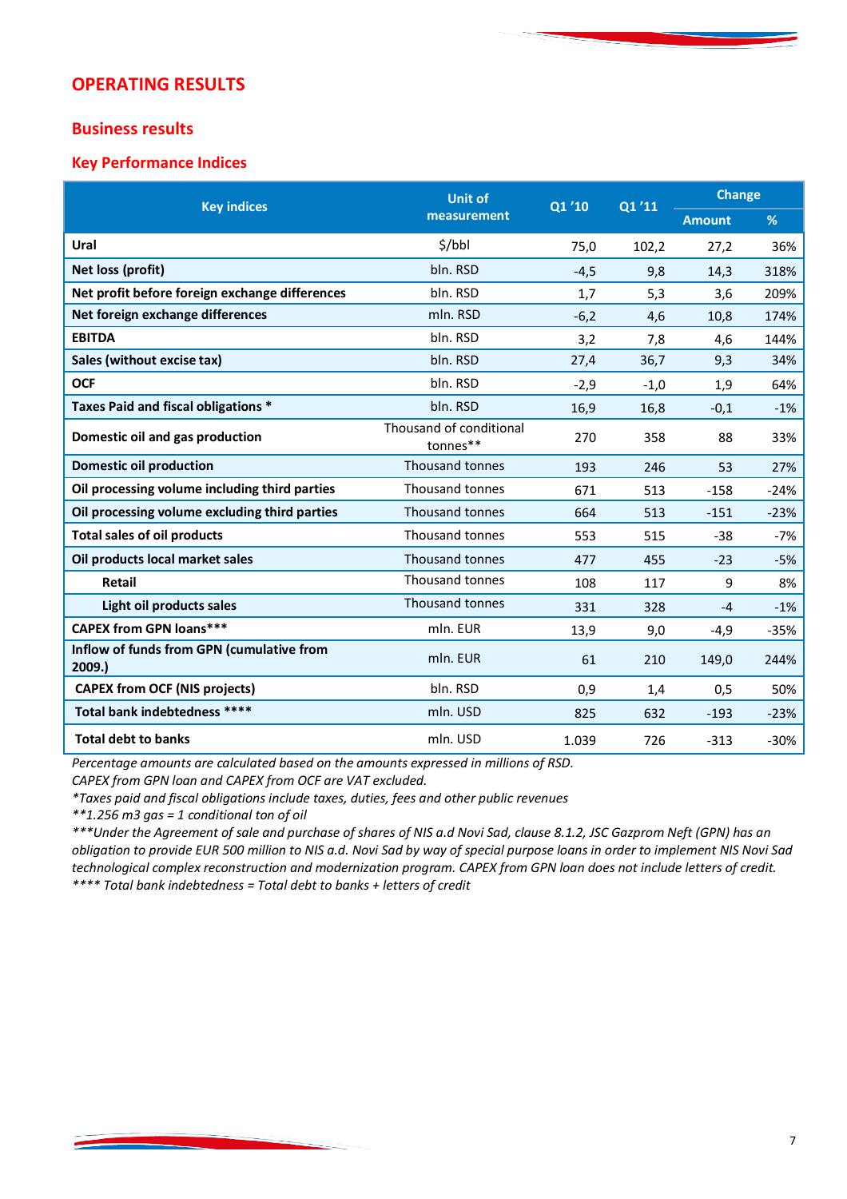# OPERATING RESULTS

## Business results

### Key Performance Indices

| Key indices | Unit of measurement | Q1 '10 | Q1 '11 | Change | |
|---|---|---|---|---|---|
| | | | | Amount | % |
| **Ural** | $/bbl | 75,0 | 102,2 | 27,2 | 36% |
| **Net loss (profit)** | bln. RSD | -4,5 | 9,8 | 14,3 | 318% |
| **Net profit before foreign exchange differences** | bln. RSD | 1,7 | 5,3 | 3,6 | 209% |
| **Net foreign exchange differences** | mln. RSD | -6,2 | 4,6 | 10,8 | 174% |
| **EBITDA** | bln. RSD | 3,2 | 7,8 | 4,6 | 144% |
| **Sales (without excise tax)** | bln. RSD | 27,4 | 36,7 | 9,3 | 34% |
| **OCF** | bln. RSD | -2,9 | -1,0 | 1,9 | 64% |
| **Taxes Paid and fiscal obligations *** | bln. RSD | 16,9 | 16,8 | -0,1 | -1% |
| **Domestic oil and gas production** | Thousand of conditional tonnes** | 270 | 358 | 88 | 33% |
| **Domestic oil production** | Thousand tonnes | 193 | 246 | 53 | 27% |
| **Oil processing volume including third parties** | Thousand tonnes | 671 | 513 | -158 | -24% |
| **Oil processing volume excluding third parties** | Thousand tonnes | 664 | 513 | -151 | -23% |
| **Total sales of oil products** | Thousand tonnes | 553 | 515 | -38 | -7% |
| **Oil products local market sales** | Thousand tonnes | 477 | 455 | -23 | -5% |
| **Retail** | Thousand tonnes | 108 | 117 | 9 | 8% |
| **Light oil products sales** | Thousand tonnes | 331 | 328 | -4 | -1% |
| **CAPEX from GPN loans***** | mln. EUR | 13,9 | 9,0 | -4,9 | -35% |
| **Inflow of funds from GPN (cumulative from 2009.)** | mln. EUR | 61 | 210 | 149,0 | 244% |
| **CAPEX from OCF (NIS projects)** | bln. RSD | 0,9 | 1,4 | 0,5 | 50% |
| **Total bank indebtedness ******* | mln. USD | 825 | 632 | -193 | -23% |
| **Total debt to banks** | mln. USD | 1.039 | 726 | -313 | -30% |

*Percentage amounts are calculated based on the amounts expressed in millions of RSD.*
*CAPEX from GPN loan and CAPEX from OCF are VAT excluded.*
*\*Taxes paid and fiscal obligations include taxes, duties, fees and other public revenues*
*\*\*1.256 m3 gas = 1 conditional ton of oil*
*\*\*\*Under the Agreement of sale and purchase of shares of NIS a.d Novi Sad, clause 8.1.2, JSC Gazprom Neft (GPN) has an obligation to provide EUR 500 million to NIS a.d. Novi Sad by way of special purpose loans in order to implement NIS Novi Sad technological complex reconstruction and modernization program. CAPEX from GPN loan does not include letters of credit.*
*\*\*\*\* Total bank indebtedness = Total debt to banks + letters of credit*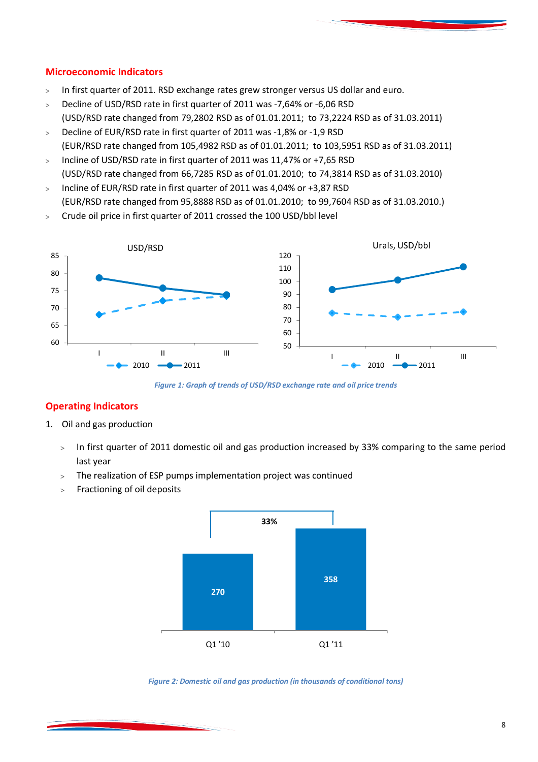## Microeconomic Indicators

- In first quarter of 2011. RSD exchange rates grew stronger versus US dollar and euro.
- Decline of USD/RSD rate in first quarter of 2011 was -7,64% or -6,06 RSD
  (USD/RSD rate changed from 79,2802 RSD as of 01.01.2011; to 73,2224 RSD as of 31.03.2011)
- Decline of EUR/RSD rate in first quarter of 2011 was -1,8% or -1,9 RSD
  (EUR/RSD rate changed from 105,4982 RSD as of 01.01.2011; to 103,5951 RSD as of 31.03.2011)
- Incline of USD/RSD rate in first quarter of 2011 was 11,47% or +7,65 RSD
  (USD/RSD rate changed from 66,7285 RSD as of 01.01.2010; to 74,3814 RSD as of 31.03.2010)
- Incline of EUR/RSD rate in first quarter of 2011 was 4,04% or +3,87 RSD
  (EUR/RSD rate changed from 95,8888 RSD as of 01.01.2010; to 99,7604 RSD as of 31.03.2010.)
- Crude oil price in first quarter of 2011 crossed the 100 USD/bbl level

*Figure 1: Graph of trends of USD/RSD exchange rate and oil price trends*

## Operating Indicators

1. Oil and gas production

- In first quarter of 2011 domestic oil and gas production increased by 33% comparing to the same period last year
- The realization of ESP pumps implementation project was continued
- Fractioning of oil deposits

*Figure 2: Domestic oil and gas production (in thousands of conditional tons)*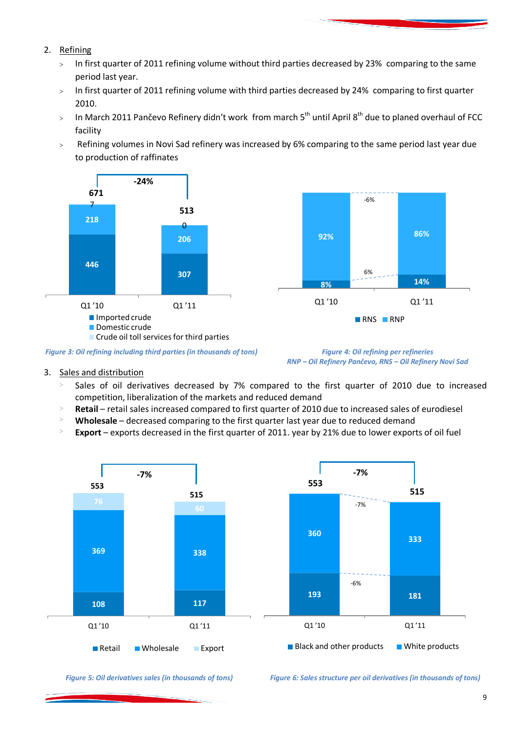2. Refining

- In first quarter of 2011 refining volume without third parties decreased by 23% comparing to the same period last year.
- In first quarter of 2011 refining volume with third parties decreased by 24% comparing to first quarter 2010.
- In March 2011 Pančevo Refinery didn't work from march 5th until April 8th due to planed overhaul of FCC facility
- Refining volumes in Novi Sad refinery was increased by 6% comparing to the same period last year due to production of raffinates

| | Q1 '10 | Q1 '11 |
|---|---|---|
| Imported crude | 446 | 307 |
| Domestic crude | 218 | 206 |
| Crude oil toll services for third parties | 7 | 0 |
| Total | 671 | 513 |
| Change | | -24% |

*Figure 3: Oil refining including third parties (in thousands of tons)*

| | Q1 '10 | Q1 '11 | Change |
|---|---|---|---|
| RNS | 8% | 14% | 6% |
| RNP | 92% | 86% | -6% |

*Figure 4: Oil refining per refineries*
*RNP – Oil Refinery Pančevo, RNS – Oil Refinery Novi Sad*

3. Sales and distribution

- Sales of oil derivatives decreased by 7% compared to the first quarter of 2010 due to increased competition, liberalization of the markets and reduced demand
- **Retail** – retail sales increased compared to first quarter of 2010 due to increased sales of eurodiesel
- **Wholesale** – decreased comparing to the first quarter last year due to reduced demand
- **Export** – exports decreased in the first quarter of 2011. year by 21% due to lower exports of oil fuel

| | Q1 '10 | Q1 '11 |
|---|---|---|
| Retail | 108 | 117 |
| Wholesale | 369 | 338 |
| Export | 76 | 60 |
| Total | 553 | 515 |
| Change | | -7% |

*Figure 5: Oil derivatives sales (in thousands of tons)*

| | Q1 '10 | Q1 '11 | Change |
|---|---|---|---|
| Black and other products | 193 | 181 | -6% |
| White products | 360 | 333 | -7% |
| Total | 553 | 515 | -7% |

*Figure 6: Sales structure per oil derivatives (in thousands of tons)*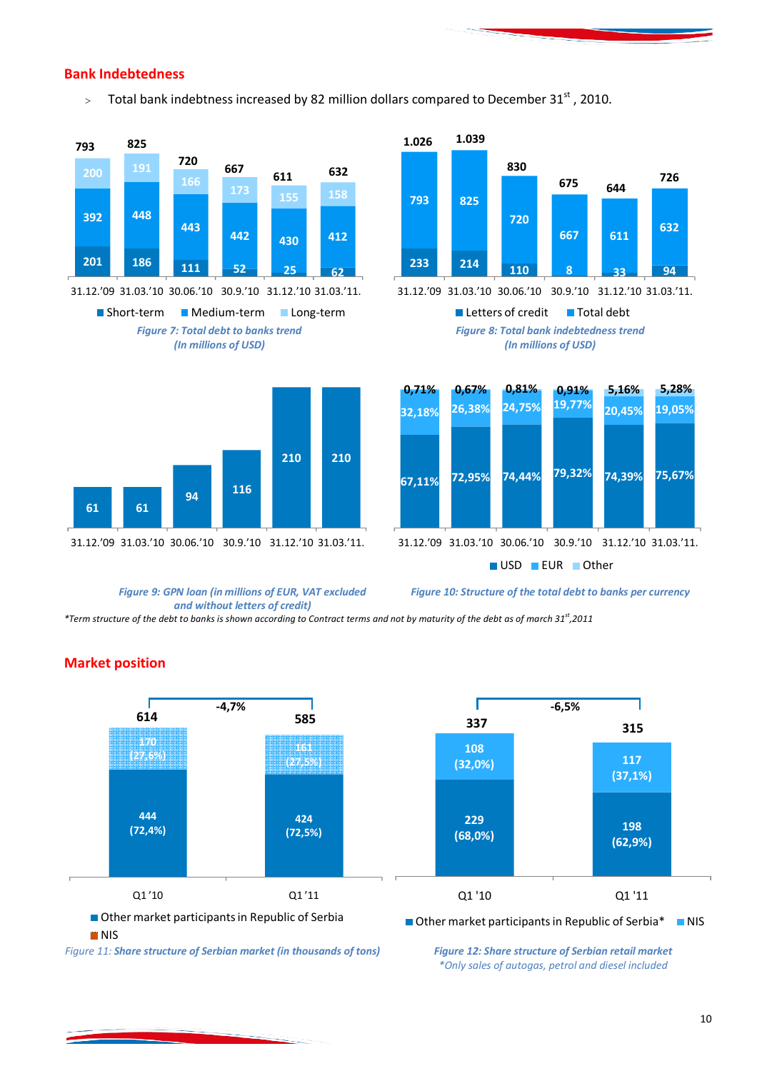## Bank Indebtedness

- Total bank indebtness increased by 82 million dollars compared to December 31st, 2010.

| | 31.12.'09 | 31.03.'10 | 30.06.'10 | 30.9.'10 | 31.12.'10 | 31.03.'11. |
|---|---|---|---|---|---|---|
| Short-term | 201 | 186 | 111 | 52 | 25 | 62 |
| Medium-term | 392 | 448 | 443 | 442 | 430 | 412 |
| Long-term | 200 | 191 | 166 | 173 | 155 | 158 |
| Total | 793 | 825 | 720 | 667 | 611 | 632 |

*Figure 7: Total debt to banks trend (In millions of USD)*

| | 31.12.'09 | 31.03.'10 | 30.06.'10 | 30.9.'10 | 31.12.'10 | 31.03.'11. |
|---|---|---|---|---|---|---|
| Letters of credit | 233 | 214 | 110 | 8 | 33 | 94 |
| Total debt | 793 | 825 | 720 | 667 | 611 | 632 |
| Total | 1.026 | 1.039 | 830 | 675 | 644 | 726 |

*Figure 8: Total bank indebtedness trend (In millions of USD)*

| 31.12.'09 | 31.03.'10 | 30.06.'10 | 30.9.'10 | 31.12.'10 | 31.03.'11. |
|---|---|---|---|---|---|
| 61 | 61 | 94 | 116 | 210 | 210 |

*Figure 9: GPN loan (in millions of EUR, VAT excluded and without letters of credit)*

| | 31.12.'09 | 31.03.'10 | 30.06.'10 | 30.9.'10 | 31.12.'10 | 31.03.'11. |
|---|---|---|---|---|---|---|
| USD | 67,11% | 72,95% | 74,44% | 79,32% | 74,39% | 75,67% |
| EUR | 32,18% | 26,38% | 24,75% | 19,77% | 20,45% | 19,05% |
| Other | 0,71% | 0,67% | 0,81% | 0,91% | 5,16% | 5,28% |

*Figure 10: Structure of the total debt to banks per currency*

*\*Term structure of the debt to banks is shown according to Contract terms and not by maturity of the debt as of march 31st,2011*

## Market position

| | Q1 '10 | Q1 '11 |
|---|---|---|
| Other market participants in Republic of Serbia | 444 (72,4%) | 424 (72,5%) |
| NIS | 170 (27,6%) | 161 (27,5%) |
| Total | 614 | 585 |

Change: -4,7%

*Figure 11: Share structure of Serbian market (in thousands of tons)*

| | Q1 '10 | Q1 '11 |
|---|---|---|
| Other market participants in Republic of Serbia* | 229 (68,0%) | 198 (62,9%) |
| NIS | 108 (32,0%) | 117 (37,1%) |
| Total | 337 | 315 |

Change: -6,5%

*Figure 12: Share structure of Serbian retail market*

*\*Only sales of autogas, petrol and diesel included*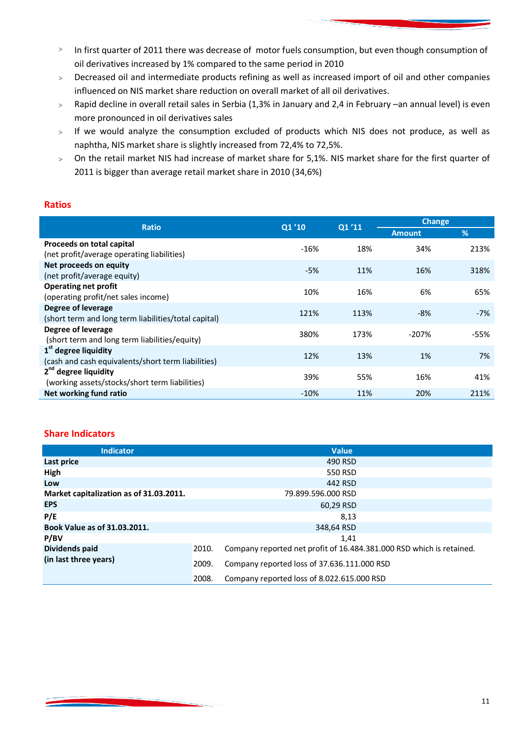- In first quarter of 2011 there was decrease of motor fuels consumption, but even though consumption of oil derivatives increased by 1% compared to the same period in 2010
- Decreased oil and intermediate products refining as well as increased import of oil and other companies influenced on NIS market share reduction on overall market of all oil derivatives.
- Rapid decline in overall retail sales in Serbia (1,3% in January and 2,4 in February –an annual level) is even more pronounced in oil derivatives sales
- If we would analyze the consumption excluded of products which NIS does not produce, as well as naphtha, NIS market share is slightly increased from 72,4% to 72,5%.
- On the retail market NIS had increase of market share for 5,1%. NIS market share for the first quarter of 2011 is bigger than average retail market share in 2010 (34,6%)

## Ratios

| Ratio | Q1 '10 | Q1 '11 | Change | |
|---|---|---|---|---|
| | | | Amount | % |
| **Proceeds on total capital** (net profit/average operating liabilities) | -16% | 18% | 34% | 213% |
| **Net proceeds on equity** (net profit/average equity) | -5% | 11% | 16% | 318% |
| **Operating net profit** (operating profit/net sales income) | 10% | 16% | 6% | 65% |
| **Degree of leverage** (short term and long term liabilities/total capital) | 121% | 113% | -8% | -7% |
| **Degree of leverage** (short term and long term liabilities/equity) | 380% | 173% | -207% | -55% |
| **1st degree liquidity** (cash and cash equivalents/short term liabilities) | 12% | 13% | 1% | 7% |
| **2nd degree liquidity** (working assets/stocks/short term liabilities) | 39% | 55% | 16% | 41% |
| **Net working fund ratio** | -10% | 11% | 20% | 211% |

## Share Indicators

| Indicator | | Value |
|---|---|---|
| **Last price** | | 490 RSD |
| **High** | | 550 RSD |
| **Low** | | 442 RSD |
| **Market capitalization as of 31.03.2011.** | | 79.899.596.000 RSD |
| **EPS** | | 60,29 RSD |
| **P/E** | | 8,13 |
| **Book Value as of 31.03.2011.** | | 348,64 RSD |
| **P/BV** | | 1,41 |
| **Dividends paid (in last three years)** | 2010. | Company reported net profit of 16.484.381.000 RSD which is retained. |
| | 2009. | Company reported loss of 37.636.111.000 RSD |
| | 2008. | Company reported loss of 8.022.615.000 RSD |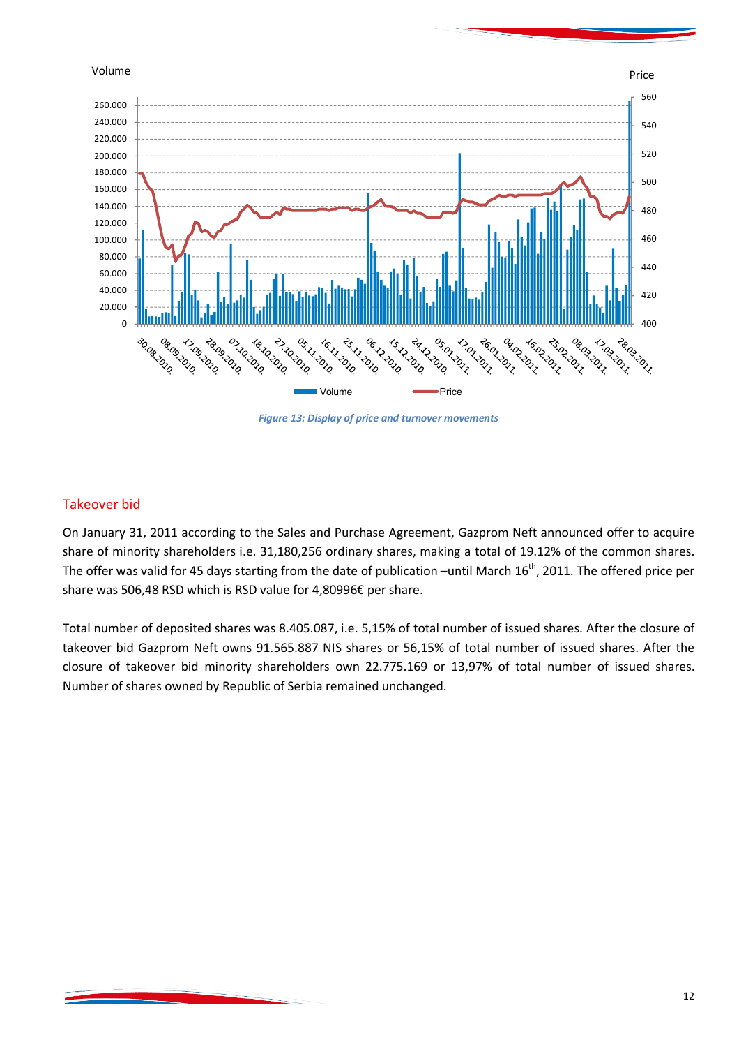Figure 13: Display of price and turnover movements

## Takeover bid

On January 31, 2011 according to the Sales and Purchase Agreement, Gazprom Neft announced offer to acquire share of minority shareholders i.e. 31,180,256 ordinary shares, making a total of 19.12% of the common shares. The offer was valid for 45 days starting from the date of publication –until March 16th, 2011. The offered price per share was 506,48 RSD which is RSD value for 4,80996€ per share.

Total number of deposited shares was 8.405.087, i.e. 5,15% of total number of issued shares. After the closure of takeover bid Gazprom Neft owns 91.565.887 NIS shares or 56,15% of total number of issued shares. After the closure of takeover bid minority shareholders own 22.775.169 or 13,97% of total number of issued shares. Number of shares owned by Republic of Serbia remained unchanged.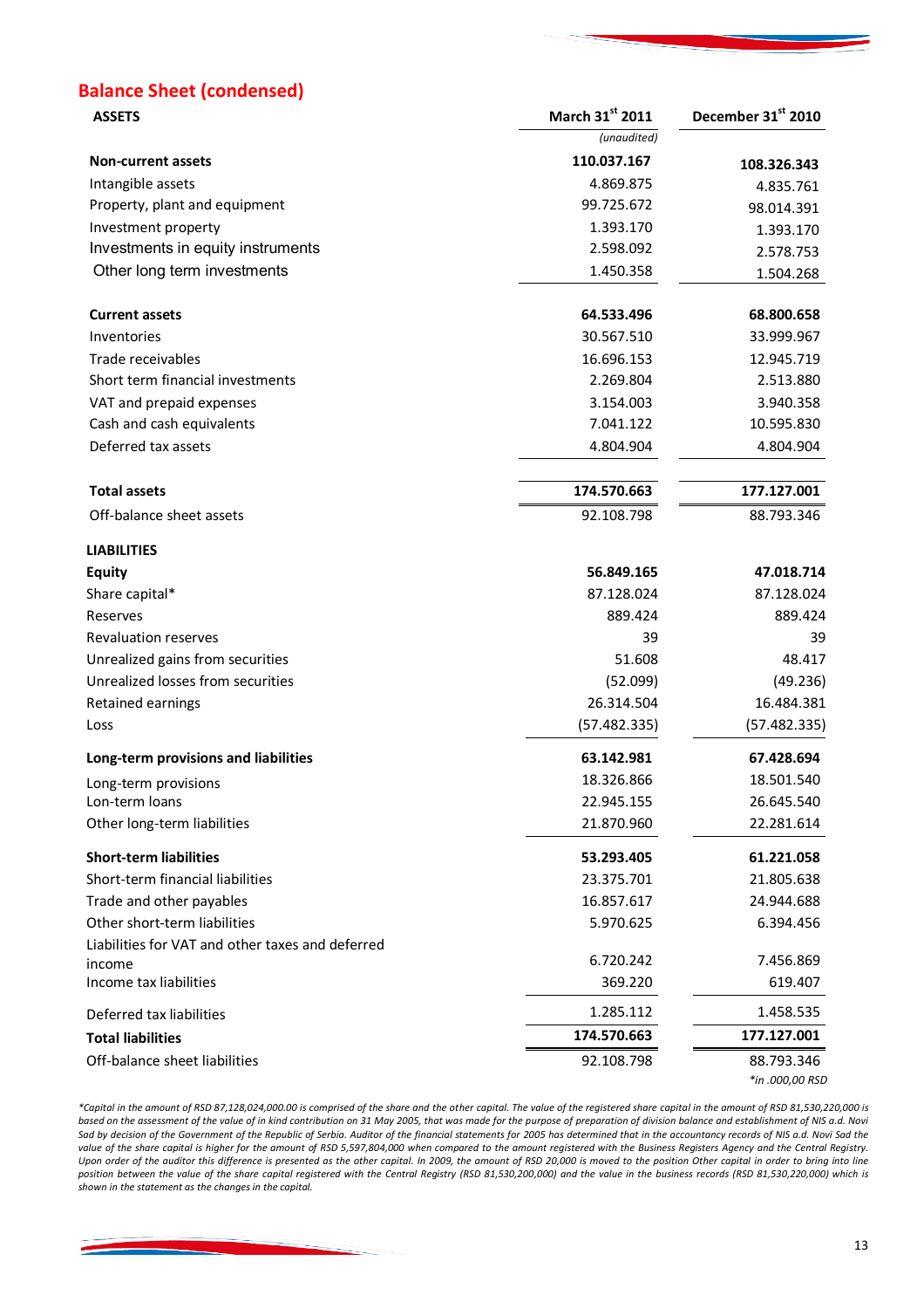## Balance Sheet (condensed)

| ASSETS | March 31st 2011 | December 31st 2010 |
|---|---|---|
| | *(unaudited)* | |
| **Non-current assets** | **110.037.167** | **108.326.343** |
| Intangible assets | 4.869.875 | 4.835.761 |
| Property, plant and equipment | 99.725.672 | 98.014.391 |
| Investment property | 1.393.170 | 1.393.170 |
| Investments in equity instruments | 2.598.092 | 2.578.753 |
| Other long term investments | 1.450.358 | 1.504.268 |
| **Current assets** | **64.533.496** | **68.800.658** |
| Inventories | 30.567.510 | 33.999.967 |
| Trade receivables | 16.696.153 | 12.945.719 |
| Short term financial investments | 2.269.804 | 2.513.880 |
| VAT and prepaid expenses | 3.154.003 | 3.940.358 |
| Cash and cash equivalents | 7.041.122 | 10.595.830 |
| Deferred tax assets | 4.804.904 | 4.804.904 |
| **Total assets** | **174.570.663** | **177.127.001** |
| Off-balance sheet assets | 92.108.798 | 88.793.346 |
| **LIABILITIES** | | |
| **Equity** | **56.849.165** | **47.018.714** |
| Share capital* | 87.128.024 | 87.128.024 |
| Reserves | 889.424 | 889.424 |
| Revaluation reserves | 39 | 39 |
| Unrealized gains from securities | 51.608 | 48.417 |
| Unrealized losses from securities | (52.099) | (49.236) |
| Retained earnings | 26.314.504 | 16.484.381 |
| Loss | (57.482.335) | (57.482.335) |
| **Long-term provisions and liabilities** | **63.142.981** | **67.428.694** |
| Long-term provisions | 18.326.866 | 18.501.540 |
| Lon-term loans | 22.945.155 | 26.645.540 |
| Other long-term liabilities | 21.870.960 | 22.281.614 |
| **Short-term liabilities** | **53.293.405** | **61.221.058** |
| Short-term financial liabilities | 23.375.701 | 21.805.638 |
| Trade and other payables | 16.857.617 | 24.944.688 |
| Other short-term liabilities | 5.970.625 | 6.394.456 |
| Liabilities for VAT and other taxes and deferred income | 6.720.242 | 7.456.869 |
| Income tax liabilities | 369.220 | 619.407 |
| Deferred tax liabilities | 1.285.112 | 1.458.535 |
| **Total liabilities** | **174.570.663** | **177.127.001** |
| Off-balance sheet liabilities | 92.108.798 | 88.793.346 |

*in .000,00 RSD*

*\*Capital in the amount of RSD 87,128,024,000.00 is comprised of the share and the other capital. The value of the registered share capital in the amount of RSD 81,530,220,000 is based on the assessment of the value of in kind contribution on 31 May 2005, that was made for the purpose of preparation of division balance and establishment of NIS a.d. Novi Sad by decision of the Government of the Republic of Serbia. Auditor of the financial statements for 2005 has determined that in the accountancy records of NIS a.d. Novi Sad the value of the share capital is higher for the amount of RSD 5,597,804,000 when compared to the amount registered with the Business Registers Agency and the Central Registry. Upon order of the auditor this difference is presented as the other capital. In 2009, the amount of RSD 20,000 is moved to the position Other capital in order to bring into line position between the value of the share capital registered with the Central Registry (RSD 81,530,200,000) and the value in the business records (RSD 81,530,220,000) which is shown in the statement as the changes in the capital.*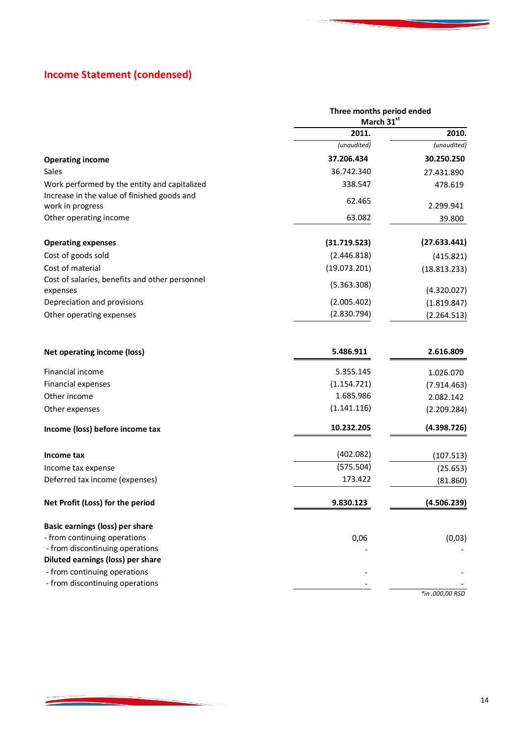## Income Statement (condensed)

| | Three months period ended March 31st | |
|---|---|---|
| | 2011. | 2010. |
| | *(unaudited)* | *(unaudited)* |
| **Operating income** | **37.206.434** | **30.250.250** |
| Sales | 36.742.340 | 27.431.890 |
| Work performed by the entity and capitalized | 338.547 | 478.619 |
| Increase in the value of finished goods and work in progress | 62.465 | 2.299.941 |
| Other operating income | 63.082 | 39.800 |
| **Operating expenses** | **(31.719.523)** | **(27.633.441)** |
| Cost of goods sold | (2.446.818) | (415.821) |
| Cost of material | (19.073.201) | (18.813.233) |
| Cost of salaries, benefits and other personnel expenses | (5.363.308) | (4.320.027) |
| Depreciation and provisions | (2.005.402) | (1.819.847) |
| Other operating expenses | (2.830.794) | (2.264.513) |
| **Net operating income (loss)** | **5.486.911** | **2.616.809** |
| Financial income | 5.355.145 | 1.026.070 |
| Financial expenses | (1.154.721) | (7.914.463) |
| Other income | 1.685.986 | 2.082.142 |
| Other expenses | (1.141.116) | (2.209.284) |
| **Income (loss) before income tax** | **10.232.205** | **(4.398.726)** |
| **Income tax** | (402.082) | (107.513) |
| Income tax expense | (575.504) | (25.653) |
| Deferred tax income (expenses) | 173.422 | (81.860) |
| **Net Profit (Loss) for the period** | **9.830.123** | **(4.506.239)** |
| **Basic earnings (loss) per share** | | |
| - from continuing operations | 0,06 | (0,03) |
| - from discontinuing operations | - | - |
| **Diluted earnings (loss) per share** | | |
| - from continuing operations | - | - |
| - from discontinuing operations | - | - |

*\*in .000,00 RSD*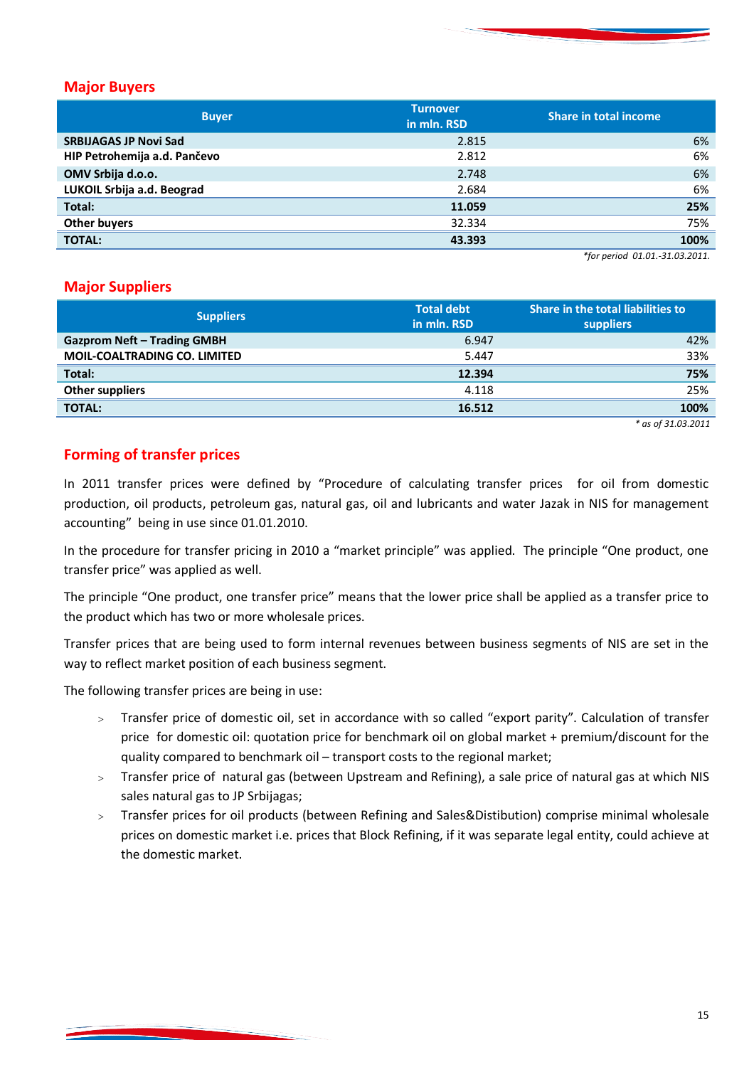## Major Buyers

| Buyer | Turnover in mln. RSD | Share in total income |
|---|---|---|
| **SRBIJAGAS JP Novi Sad** | 2.815 | 6% |
| **HIP Petrohemija a.d. Pančevo** | 2.812 | 6% |
| **OMV Srbija d.o.o.** | 2.748 | 6% |
| **LUKOIL Srbija a.d. Beograd** | 2.684 | 6% |
| **Total:** | **11.059** | **25%** |
| **Other buyers** | 32.334 | 75% |
| **TOTAL:** | **43.393** | **100%** |

*\*for period 01.01.-31.03.2011.*

## Major Suppliers

| Suppliers | Total debt in mln. RSD | Share in the total liabilities to suppliers |
|---|---|---|
| **Gazprom Neft – Trading GMBH** | 6.947 | 42% |
| **MOIL-COALTRADING CO. LIMITED** | 5.447 | 33% |
| **Total:** | **12.394** | **75%** |
| **Other suppliers** | 4.118 | 25% |
| **TOTAL:** | **16.512** | **100%** |

*\* as of 31.03.2011*

## Forming of transfer prices

In 2011 transfer prices were defined by "Procedure of calculating transfer prices for oil from domestic production, oil products, petroleum gas, natural gas, oil and lubricants and water Jazak in NIS for management accounting" being in use since 01.01.2010.

In the procedure for transfer pricing in 2010 a "market principle" was applied. The principle "One product, one transfer price" was applied as well.

The principle "One product, one transfer price" means that the lower price shall be applied as a transfer price to the product which has two or more wholesale prices.

Transfer prices that are being used to form internal revenues between business segments of NIS are set in the way to reflect market position of each business segment.

The following transfer prices are being in use:

- Transfer price of domestic oil, set in accordance with so called "export parity". Calculation of transfer price for domestic oil: quotation price for benchmark oil on global market + premium/discount for the quality compared to benchmark oil – transport costs to the regional market;
- Transfer price of natural gas (between Upstream and Refining), a sale price of natural gas at which NIS sales natural gas to JP Srbijagas;
- Transfer prices for oil products (between Refining and Sales&Distibution) comprise minimal wholesale prices on domestic market i.e. prices that Block Refining, if it was separate legal entity, could achieve at the domestic market.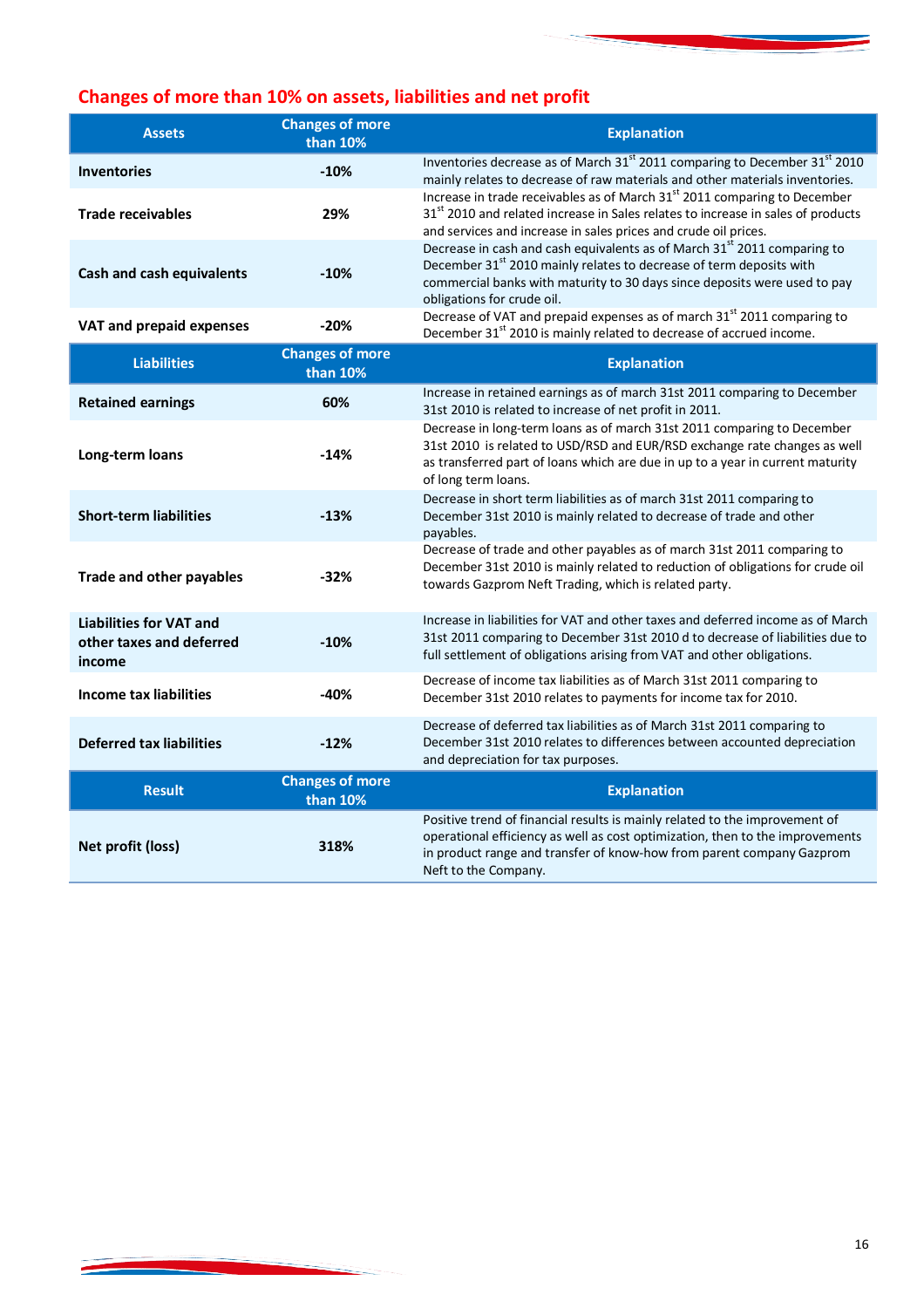## Changes of more than 10% on assets, liabilities and net profit

| Assets | Changes of more than 10% | Explanation |
|---|---|---|
| **Inventories** | **-10%** | Inventories decrease as of March 31st 2011 comparing to December 31st 2010 mainly relates to decrease of raw materials and other materials inventories. |
| **Trade receivables** | **29%** | Increase in trade receivables as of March 31st 2011 comparing to December 31st 2010 and related increase in Sales relates to increase in sales of products and services and increase in sales prices and crude oil prices. |
| **Cash and cash equivalents** | **-10%** | Decrease in cash and cash equivalents as of March 31st 2011 comparing to December 31st 2010 mainly relates to decrease of term deposits with commercial banks with maturity to 30 days since deposits were used to pay obligations for crude oil. |
| **VAT and prepaid expenses** | **-20%** | Decrease of VAT and prepaid expenses as of march 31st 2011 comparing to December 31st 2010 is mainly related to decrease of accrued income. |
| **Liabilities** | **Changes of more than 10%** | **Explanation** |
| **Retained earnings** | **60%** | Increase in retained earnings as of march 31st 2011 comparing to December 31st 2010 is related to increase of net profit in 2011. |
| **Long-term loans** | **-14%** | Decrease in long-term loans as of march 31st 2011 comparing to December 31st 2010 is related to USD/RSD and EUR/RSD exchange rate changes as well as transferred part of loans which are due in up to a year in current maturity of long term loans. |
| **Short-term liabilities** | **-13%** | Decrease in short term liabilities as of march 31st 2011 comparing to December 31st 2010 is mainly related to decrease of trade and other payables. |
| **Trade and other payables** | **-32%** | Decrease of trade and other payables as of march 31st 2011 comparing to December 31st 2010 is mainly related to reduction of obligations for crude oil towards Gazprom Neft Trading, which is related party. |
| **Liabilities for VAT and other taxes and deferred income** | **-10%** | Increase in liabilities for VAT and other taxes and deferred income as of March 31st 2011 comparing to December 31st 2010 d to decrease of liabilities due to full settlement of obligations arising from VAT and other obligations. |
| **Income tax liabilities** | **-40%** | Decrease of income tax liabilities as of March 31st 2011 comparing to December 31st 2010 relates to payments for income tax for 2010. |
| **Deferred tax liabilities** | **-12%** | Decrease of deferred tax liabilities as of March 31st 2011 comparing to December 31st 2010 relates to differences between accounted depreciation and depreciation for tax purposes. |
| **Result** | **Changes of more than 10%** | **Explanation** |
| **Net profit (loss)** | **318%** | Positive trend of financial results is mainly related to the improvement of operational efficiency as well as cost optimization, then to the improvements in product range and transfer of know-how from parent company Gazprom Neft to the Company. |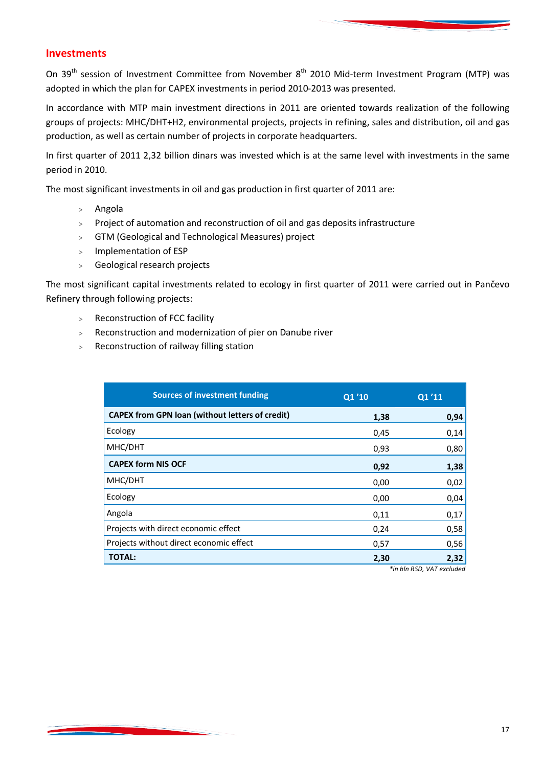## Investments

On 39th session of Investment Committee from November 8th 2010 Mid-term Investment Program (MTP) was adopted in which the plan for CAPEX investments in period 2010-2013 was presented.

In accordance with MTP main investment directions in 2011 are oriented towards realization of the following groups of projects: MHC/DHT+H2, environmental projects, projects in refining, sales and distribution, oil and gas production, as well as certain number of projects in corporate headquarters.

In first quarter of 2011 2,32 billion dinars was invested which is at the same level with investments in the same period in 2010.

The most significant investments in oil and gas production in first quarter of 2011 are:

- Angola
- Project of automation and reconstruction of oil and gas deposits infrastructure
- GTM (Geological and Technological Measures) project
- Implementation of ESP
- Geological research projects

The most significant capital investments related to ecology in first quarter of 2011 were carried out in Pančevo Refinery through following projects:

- Reconstruction of FCC facility
- Reconstruction and modernization of pier on Danube river
- Reconstruction of railway filling station

| Sources of investment funding | Q1 '10 | Q1 '11 |
|---|---|---|
| **CAPEX from GPN loan (without letters of credit)** | **1,38** | **0,94** |
| Ecology | 0,45 | 0,14 |
| MHC/DHT | 0,93 | 0,80 |
| **CAPEX form NIS OCF** | **0,92** | **1,38** |
| MHC/DHT | 0,00 | 0,02 |
| Ecology | 0,00 | 0,04 |
| Angola | 0,11 | 0,17 |
| Projects with direct economic effect | 0,24 | 0,58 |
| Projects without direct economic effect | 0,57 | 0,56 |
| **TOTAL:** | **2,30** | **2,32** |

*\*in bln RSD, VAT excluded*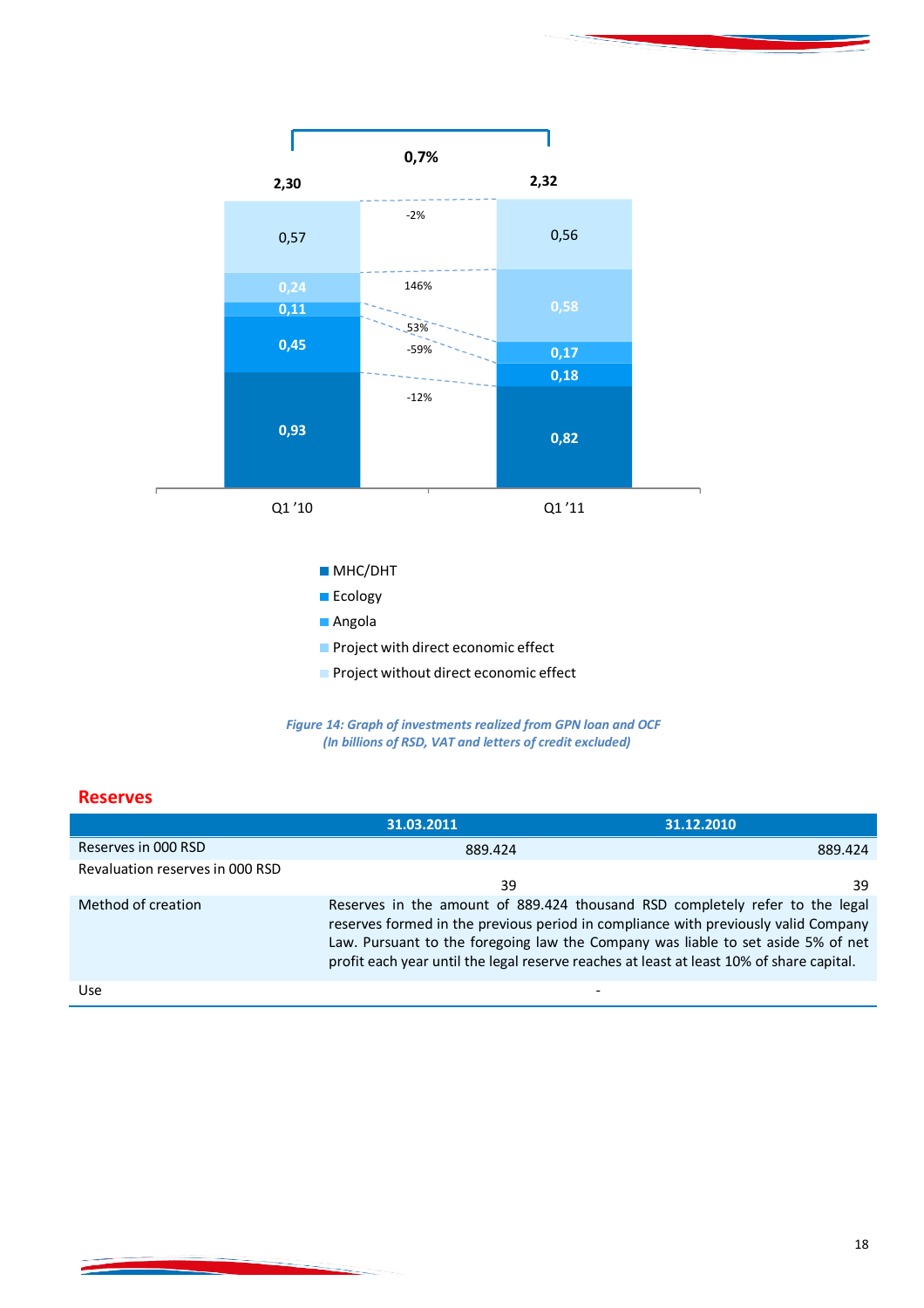| | Q1 '10 | Q1 '11 | Change |
|---|---|---|---|
| Project without direct economic effect | 0,57 | 0,56 | -2% |
| Project with direct economic effect | 0,24 | 0,58 | 146% |
| Angola | 0,11 | 0,17 | 53% |
| Ecology | 0,45 | 0,18 | -59% |
| MHC/DHT | 0,93 | 0,82 | -12% |
| **Total** | **2,30** | **2,32** | **0,7%** |

*Figure 14: Graph of investments realized from GPN loan and OCF (In billions of RSD, VAT and letters of credit excluded)*

## Reserves

| | 31.03.2011 | 31.12.2010 |
|---|---|---|
| Reserves in 000 RSD | 889.424 | 889.424 |
| Revaluation reserves in 000 RSD | 39 | 39 |
| Method of creation | Reserves in the amount of 889.424 thousand RSD completely refer to the legal reserves formed in the previous period in compliance with previously valid Company Law. Pursuant to the foregoing law the Company was liable to set aside 5% of net profit each year until the legal reserve reaches at least at least 10% of share capital. | |
| Use | - | |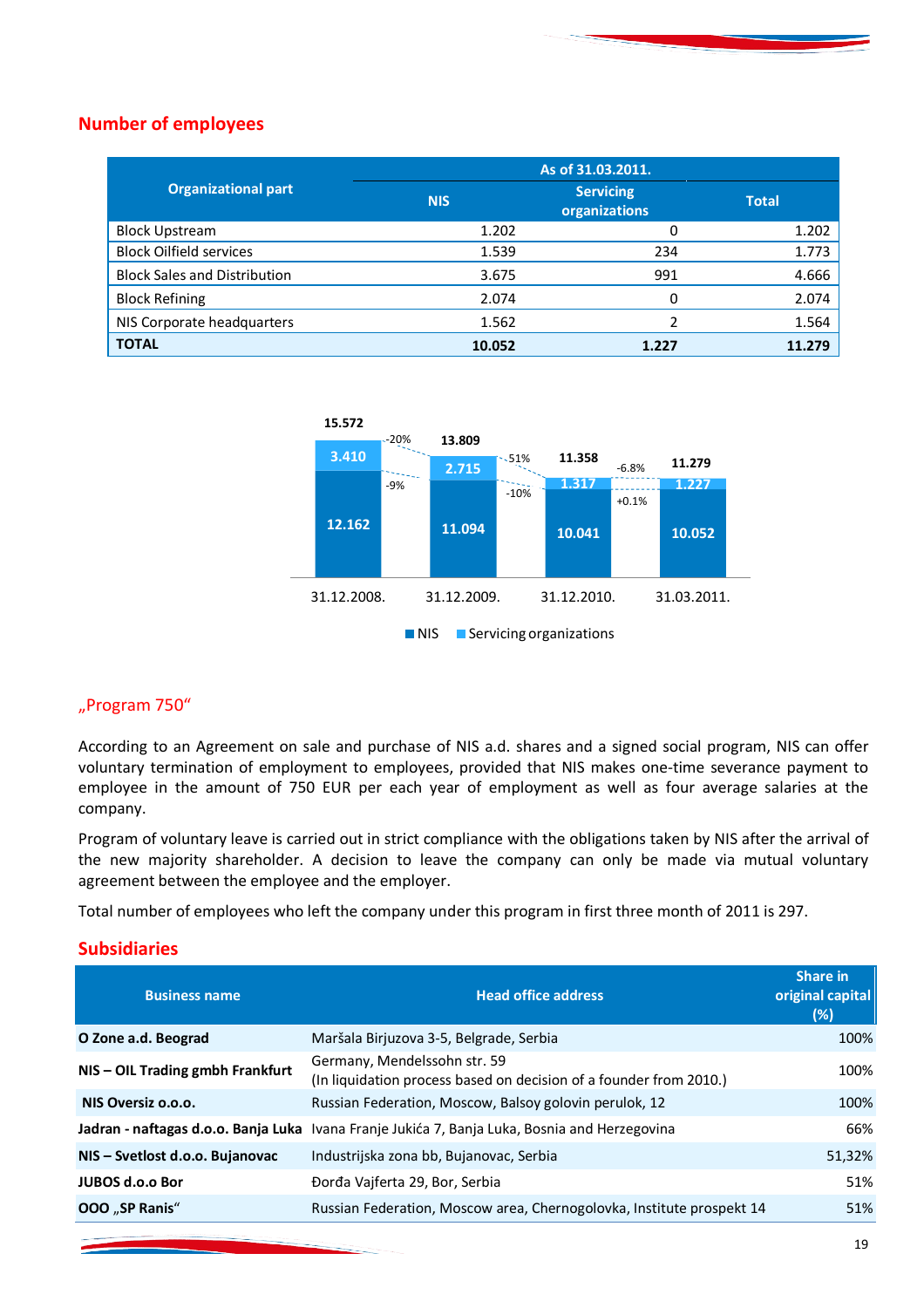## Number of employees

| Organizational part | As of 31.03.2011. | | |
|---|---|---|---|
| | NIS | Servicing organizations | Total |
| Block Upstream | 1.202 | 0 | 1.202 |
| Block Oilfield services | 1.539 | 234 | 1.773 |
| Block Sales and Distribution | 3.675 | 991 | 4.666 |
| Block Refining | 2.074 | 0 | 2.074 |
| NIS Corporate headquarters | 1.562 | 2 | 1.564 |
| **TOTAL** | **10.052** | **1.227** | **11.279** |

| | 31.12.2008. | 31.12.2009. | 31.12.2010. | 31.03.2011. |
|---|---|---|---|---|
| NIS | 12.162 | 11.094 | 10.041 | 10.052 |
| Servicing organizations | 3.410 | 2.715 | 1.317 | 1.227 |
| Total | 15.572 | 13.809 | 11.358 | 11.279 |
| Change in total vs. prior period | | -20% | -51% | -6.8% |
| Change in NIS vs. prior period | | -9% | -10% | +0.1% |

### „Program 750“

According to an Agreement on sale and purchase of NIS a.d. shares and a signed social program, NIS can offer voluntary termination of employment to employees, provided that NIS makes one-time severance payment to employee in the amount of 750 EUR per each year of employment as well as four average salaries at the company.

Program of voluntary leave is carried out in strict compliance with the obligations taken by NIS after the arrival of the new majority shareholder. A decision to leave the company can only be made via mutual voluntary agreement between the employee and the employer.

Total number of employees who left the company under this program in first three month of 2011 is 297.

## Subsidiaries

| Business name | Head office address | Share in original capital (%) |
|---|---|---|
| **O Zone a.d. Beograd** | Maršala Birjuzova 3-5, Belgrade, Serbia | 100% |
| **NIS – OIL Trading gmbh Frankfurt** | Germany, Mendelssohn str. 59 (In liquidation process based on decision of a founder from 2010.) | 100% |
| **NIS Oversiz o.o.o.** | Russian Federation, Moscow, Balsoy golovin perulok, 12 | 100% |
| **Jadran - naftagas d.o.o. Banja Luka** | Ivana Franje Jukića 7, Banja Luka, Bosnia and Herzegovina | 66% |
| **NIS – Svetlost d.o.o. Bujanovac** | Industrijska zona bb, Bujanovac, Serbia | 51,32% |
| **JUBOS d.o.o Bor** | Đorđa Vajferta 29, Bor, Serbia | 51% |
| **OOO „SP Ranis“** | Russian Federation, Moscow area, Chernogolovka, Institute prospekt 14 | 51% |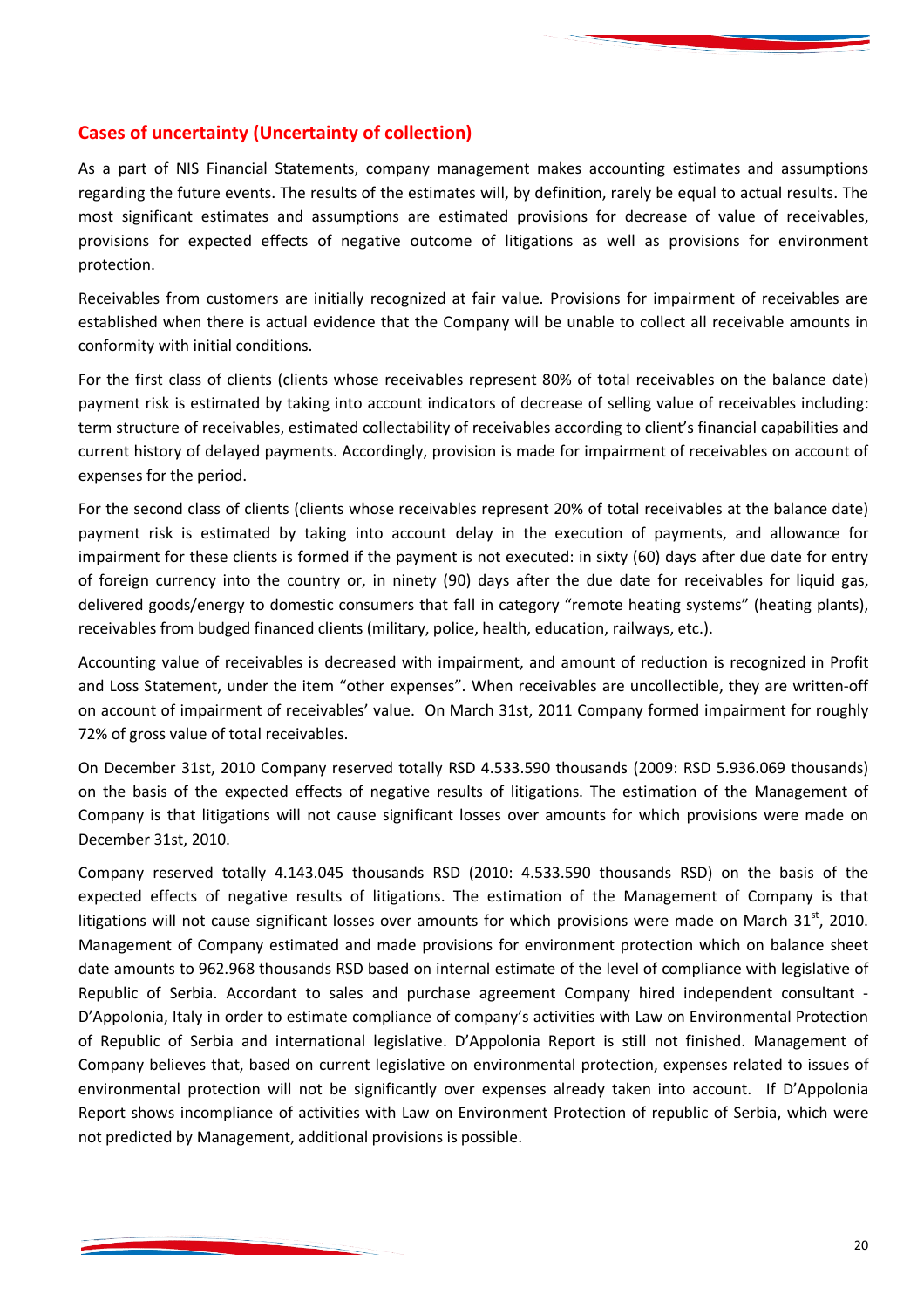## Cases of uncertainty (Uncertainty of collection)

As a part of NIS Financial Statements, company management makes accounting estimates and assumptions regarding the future events. The results of the estimates will, by definition, rarely be equal to actual results. The most significant estimates and assumptions are estimated provisions for decrease of value of receivables, provisions for expected effects of negative outcome of litigations as well as provisions for environment protection.

Receivables from customers are initially recognized at fair value. Provisions for impairment of receivables are established when there is actual evidence that the Company will be unable to collect all receivable amounts in conformity with initial conditions.

For the first class of clients (clients whose receivables represent 80% of total receivables on the balance date) payment risk is estimated by taking into account indicators of decrease of selling value of receivables including: term structure of receivables, estimated collectability of receivables according to client's financial capabilities and current history of delayed payments. Accordingly, provision is made for impairment of receivables on account of expenses for the period.

For the second class of clients (clients whose receivables represent 20% of total receivables at the balance date) payment risk is estimated by taking into account delay in the execution of payments, and allowance for impairment for these clients is formed if the payment is not executed: in sixty (60) days after due date for entry of foreign currency into the country or, in ninety (90) days after the due date for receivables for liquid gas, delivered goods/energy to domestic consumers that fall in category "remote heating systems" (heating plants), receivables from budged financed clients (military, police, health, education, railways, etc.).

Accounting value of receivables is decreased with impairment, and amount of reduction is recognized in Profit and Loss Statement, under the item "other expenses". When receivables are uncollectible, they are written-off on account of impairment of receivables' value. On March 31st, 2011 Company formed impairment for roughly 72% of gross value of total receivables.

On December 31st, 2010 Company reserved totally RSD 4.533.590 thousands (2009: RSD 5.936.069 thousands) on the basis of the expected effects of negative results of litigations. The estimation of the Management of Company is that litigations will not cause significant losses over amounts for which provisions were made on December 31st, 2010.

Company reserved totally 4.143.045 thousands RSD (2010: 4.533.590 thousands RSD) on the basis of the expected effects of negative results of litigations. The estimation of the Management of Company is that litigations will not cause significant losses over amounts for which provisions were made on March 31st, 2010. Management of Company estimated and made provisions for environment protection which on balance sheet date amounts to 962.968 thousands RSD based on internal estimate of the level of compliance with legislative of Republic of Serbia. Accordant to sales and purchase agreement Company hired independent consultant - D'Appolonia, Italy in order to estimate compliance of company's activities with Law on Environmental Protection of Republic of Serbia and international legislative. D'Appolonia Report is still not finished. Management of Company believes that, based on current legislative on environmental protection, expenses related to issues of environmental protection will not be significantly over expenses already taken into account. If D'Appolonia Report shows incompliance of activities with Law on Environment Protection of republic of Serbia, which were not predicted by Management, additional provisions is possible.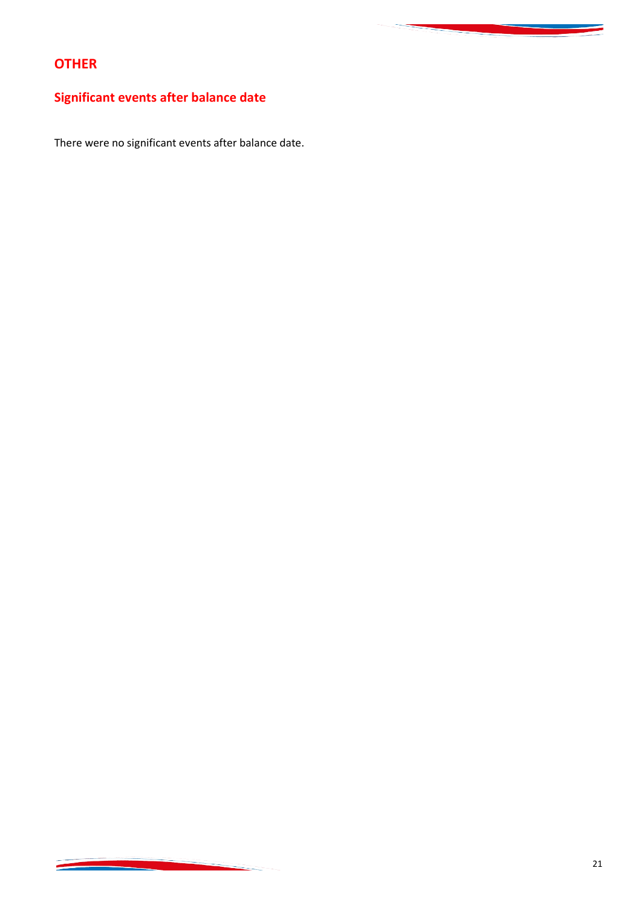# OTHER

## Significant events after balance date

There were no significant events after balance date.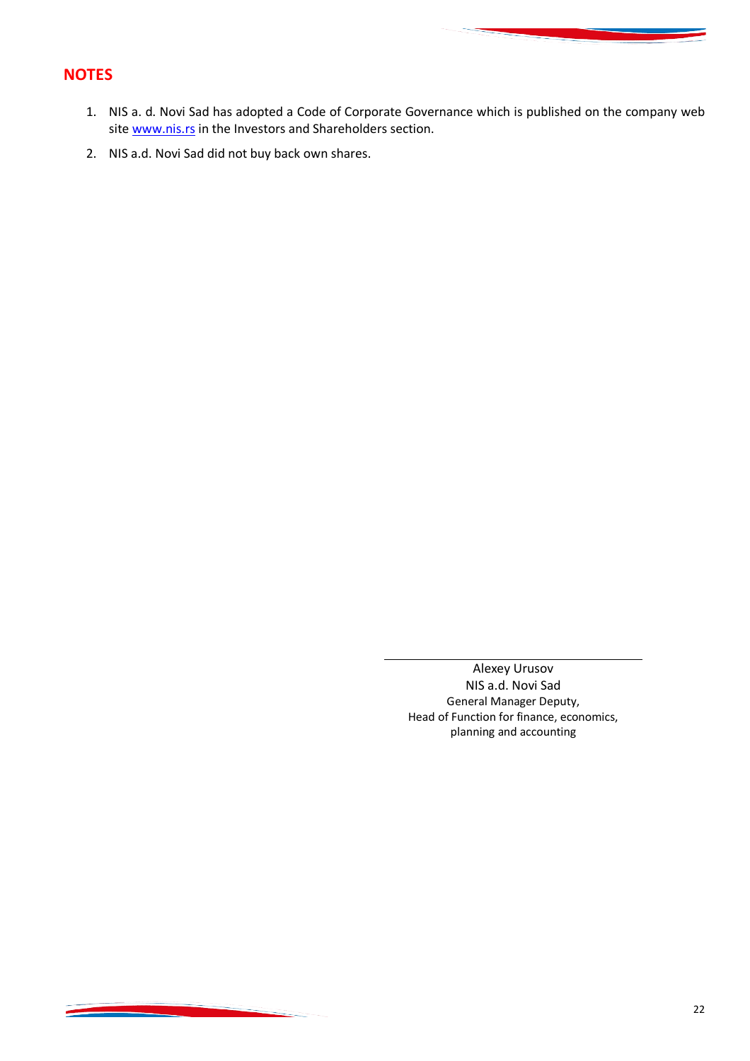## NOTES

1. NIS a. d. Novi Sad has adopted a Code of Corporate Governance which is published on the company web site www.nis.rs in the Investors and Shareholders section.
2. NIS a.d. Novi Sad did not buy back own shares.

Alexey Urusov
NIS a.d. Novi Sad
General Manager Deputy,
Head of Function for finance, economics,
planning and accounting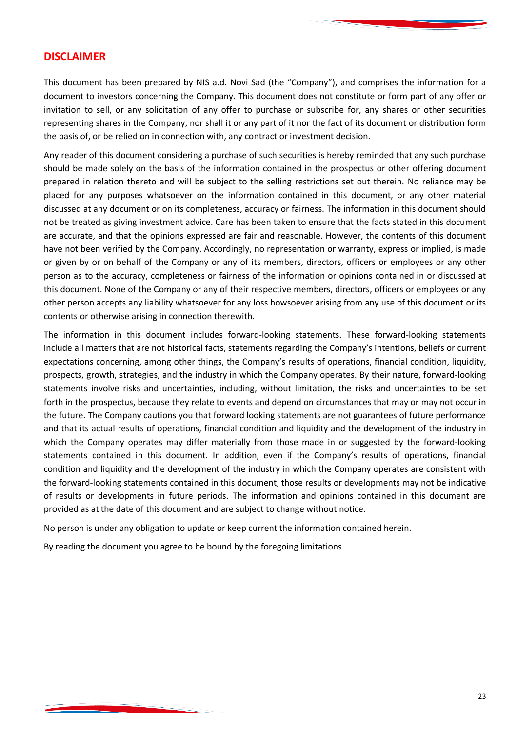## DISCLAIMER

This document has been prepared by NIS a.d. Novi Sad (the "Company"), and comprises the information for a document to investors concerning the Company. This document does not constitute or form part of any offer or invitation to sell, or any solicitation of any offer to purchase or subscribe for, any shares or other securities representing shares in the Company, nor shall it or any part of it nor the fact of its document or distribution form the basis of, or be relied on in connection with, any contract or investment decision.

Any reader of this document considering a purchase of such securities is hereby reminded that any such purchase should be made solely on the basis of the information contained in the prospectus or other offering document prepared in relation thereto and will be subject to the selling restrictions set out therein. No reliance may be placed for any purposes whatsoever on the information contained in this document, or any other material discussed at any document or on its completeness, accuracy or fairness. The information in this document should not be treated as giving investment advice. Care has been taken to ensure that the facts stated in this document are accurate, and that the opinions expressed are fair and reasonable. However, the contents of this document have not been verified by the Company. Accordingly, no representation or warranty, express or implied, is made or given by or on behalf of the Company or any of its members, directors, officers or employees or any other person as to the accuracy, completeness or fairness of the information or opinions contained in or discussed at this document. None of the Company or any of their respective members, directors, officers or employees or any other person accepts any liability whatsoever for any loss howsoever arising from any use of this document or its contents or otherwise arising in connection therewith.

The information in this document includes forward-looking statements. These forward-looking statements include all matters that are not historical facts, statements regarding the Company's intentions, beliefs or current expectations concerning, among other things, the Company's results of operations, financial condition, liquidity, prospects, growth, strategies, and the industry in which the Company operates. By their nature, forward-looking statements involve risks and uncertainties, including, without limitation, the risks and uncertainties to be set forth in the prospectus, because they relate to events and depend on circumstances that may or may not occur in the future. The Company cautions you that forward looking statements are not guarantees of future performance and that its actual results of operations, financial condition and liquidity and the development of the industry in which the Company operates may differ materially from those made in or suggested by the forward-looking statements contained in this document. In addition, even if the Company's results of operations, financial condition and liquidity and the development of the industry in which the Company operates are consistent with the forward-looking statements contained in this document, those results or developments may not be indicative of results or developments in future periods. The information and opinions contained in this document are provided as at the date of this document and are subject to change without notice.

No person is under any obligation to update or keep current the information contained herein.

By reading the document you agree to be bound by the foregoing limitations